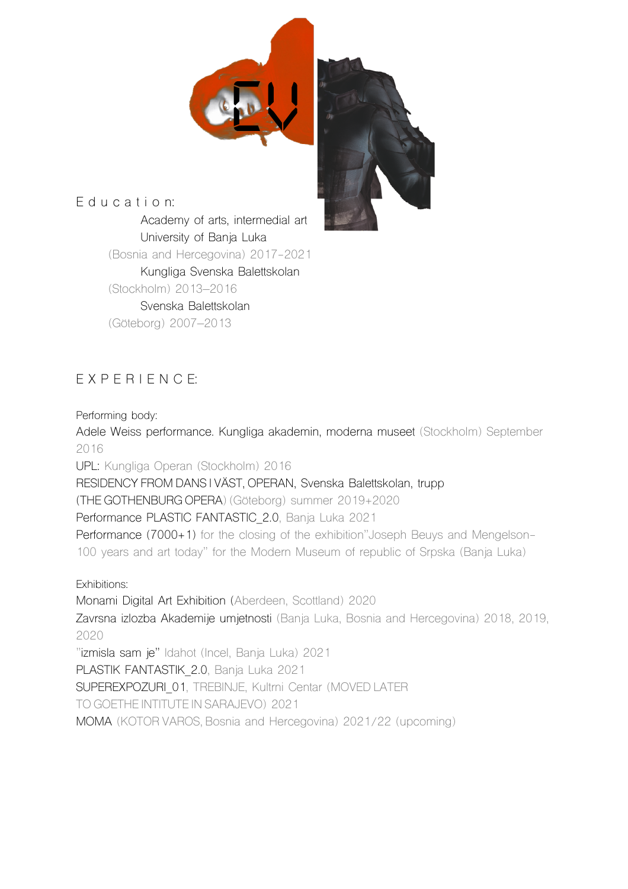# E d u c a t i o n:

Academy of arts, intermedial art
University of Banja Luka
(Bosnia and Hercegovina) 2017-2021

Kungliga Svenska Balettskolan
(Stockholm) 2013–2016

Svenska Balettskolan
(Göteborg) 2007–2013

# E X P E R I E N C E:

Performing body:

Adele Weiss performance. Kungliga akademin, moderna museet (Stockholm) September 2016

UPL: Kungliga Operan (Stockholm) 2016

RESIDENCY FROM DANS I VÄST, OPERAN, Svenska Balettskolan, trupp (THE GOTHENBURG OPERA) (Göteborg) summer 2019+2020

Performance PLASTIC FANTASTIC_2.0, Banja Luka 2021

Performance (7000+1) for the closing of the exhibition"Joseph Beuys and Mengelson-100 years and art today" for the Modern Museum of republic of Srpska (Banja Luka)

Exhibitions:

Monami Digital Art Exhibition (Aberdeen, Scottland) 2020

Zavrsna izlozba Akademije umjetnosti (Banja Luka, Bosnia and Hercegovina) 2018, 2019, 2020

"izmisla sam je" Idahot (Incel, Banja Luka) 2021

PLASTIK FANTASTIK_2.0, Banja Luka 2021

SUPEREXPOZURI_01, TREBINJE, Kultrni Centar (MOVED LATER TO GOETHE INTITUTE IN SARAJEVO) 2021

MOMA (KOTOR VAROS, Bosnia and Hercegovina) 2021/22 (upcoming)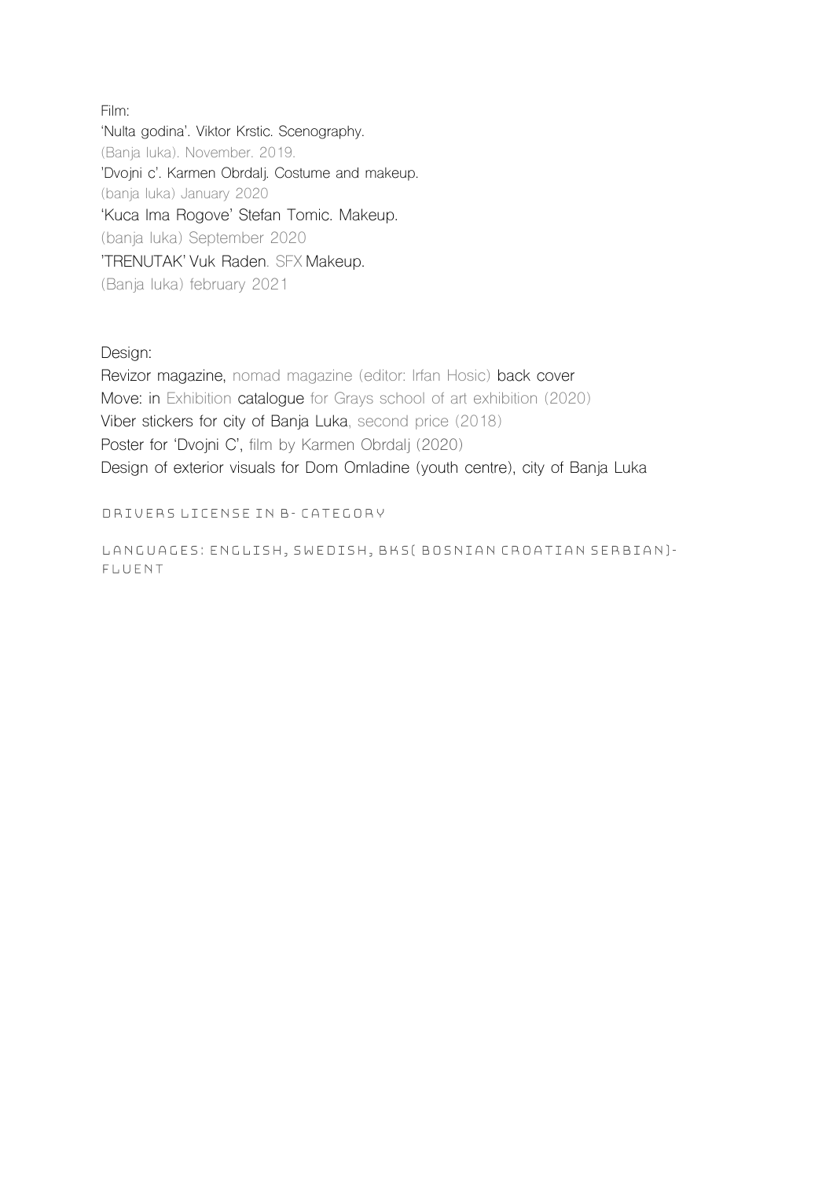Film:

'Nulta godina'. Viktor Krstic. Scenography.
(Banja luka). November. 2019.

'Dvojni c'. Karmen Obrdalj. Costume and makeup.
(banja luka) January 2020

'Kuca Ima Rogove' Stefan Tomic. Makeup.
(banja luka) September 2020

'TRENUTAK' Vuk Raden. SFX Makeup.
(Banja luka) february 2021

Design:

Revizor magazine, nomad magazine (editor: Irfan Hosic) back cover
Move: in Exhibition catalogue for Grays school of art exhibition (2020)
Viber stickers for city of Banja Luka, second price (2018)
Poster for 'Dvojni C', film by Karmen Obrdalj (2020)
Design of exterior visuals for Dom Omladine (youth centre), city of Banja Luka

DRIVERS LICENSE IN B- CATEGORY

LANGUAGES: ENGLISH, SWEDISH, BKS( BOSNIAN CROATIAN SERBIAN)- FLUENT